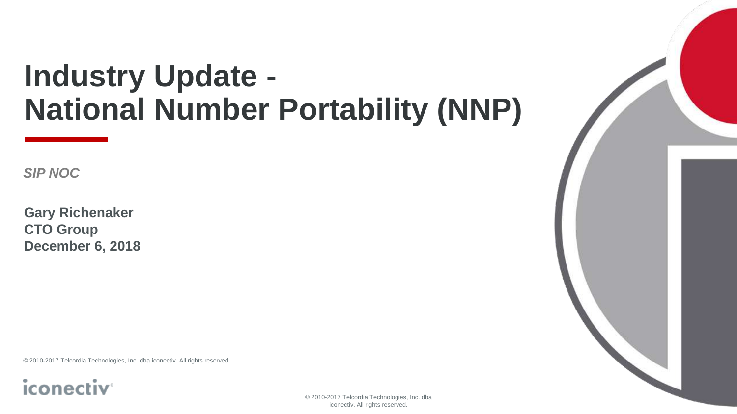# Industry Update - National Number Portability (NNP)

*SIP NOC*

**Gary Richenaker**
**CTO Group**
**December 6, 2018**

© 2010-2017 Telcordia Technologies, Inc. dba iconectiv. All rights reserved.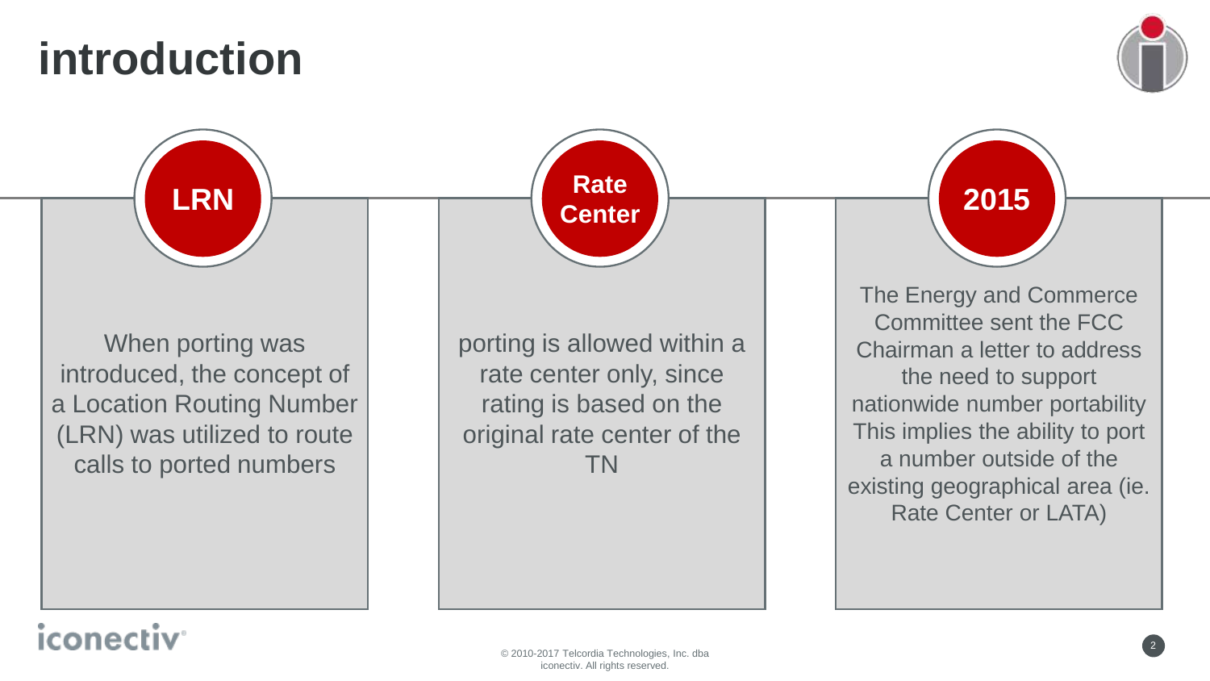# introduction

## LRN

When porting was introduced, the concept of a Location Routing Number (LRN) was utilized to route calls to ported numbers

## Rate Center

porting is allowed within a rate center only, since rating is based on the original rate center of the TN

## 2015

The Energy and Commerce Committee sent the FCC Chairman a letter to address the need to support nationwide number portability This implies the ability to port a number outside of the existing geographical area (ie. Rate Center or LATA)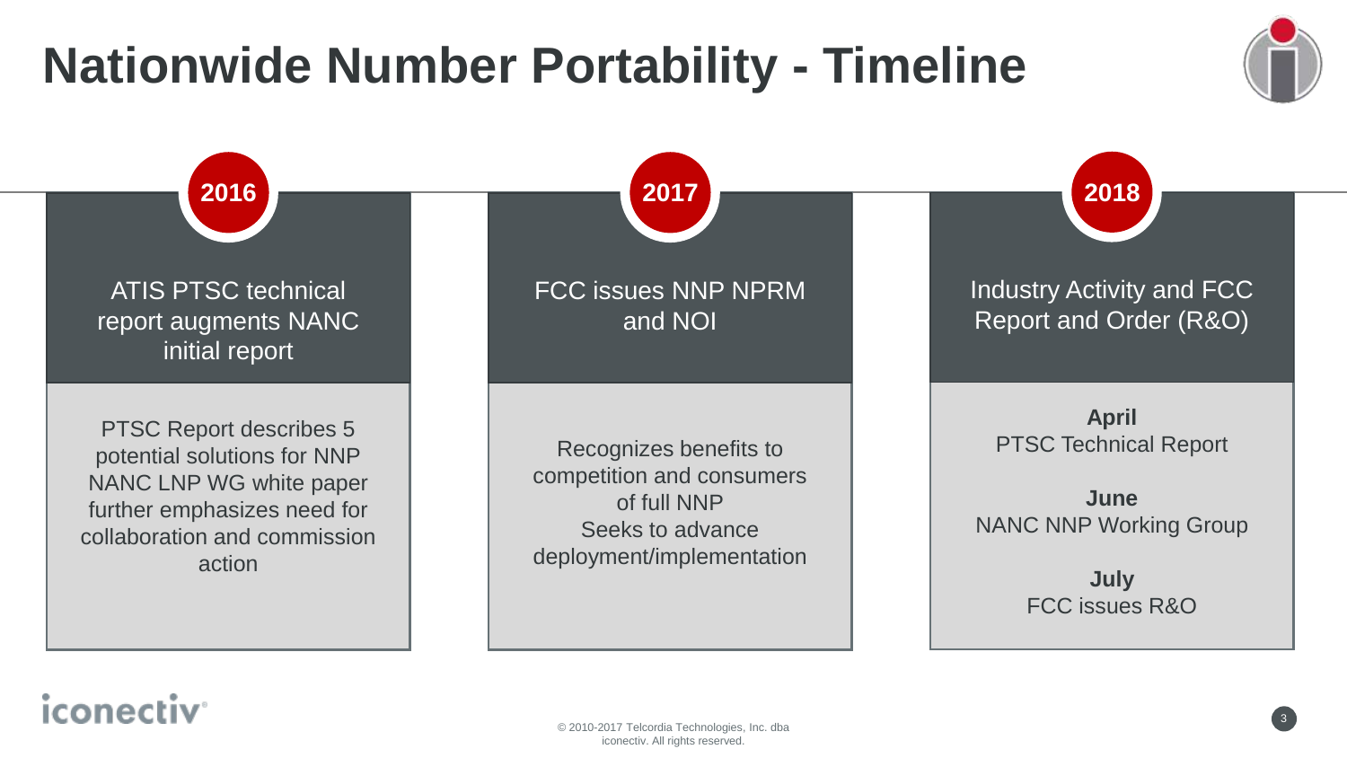# Nationwide Number Portability - Timeline

## 2016

**ATIS PTSC technical report augments NANC initial report**

PTSC Report describes 5 potential solutions for NNP
NANC LNP WG white paper further emphasizes need for collaboration and commission action

## 2017

**FCC issues NNP NPRM and NOI**

Recognizes benefits to competition and consumers of full NNP
Seeks to advance deployment/implementation

## 2018

**Industry Activity and FCC Report and Order (R&O)**

**April**
PTSC Technical Report

**June**
NANC NNP Working Group

**July**
FCC issues R&O

iconectiv

© 2010-2017 Telcordia Technologies, Inc. dba iconectiv. All rights reserved.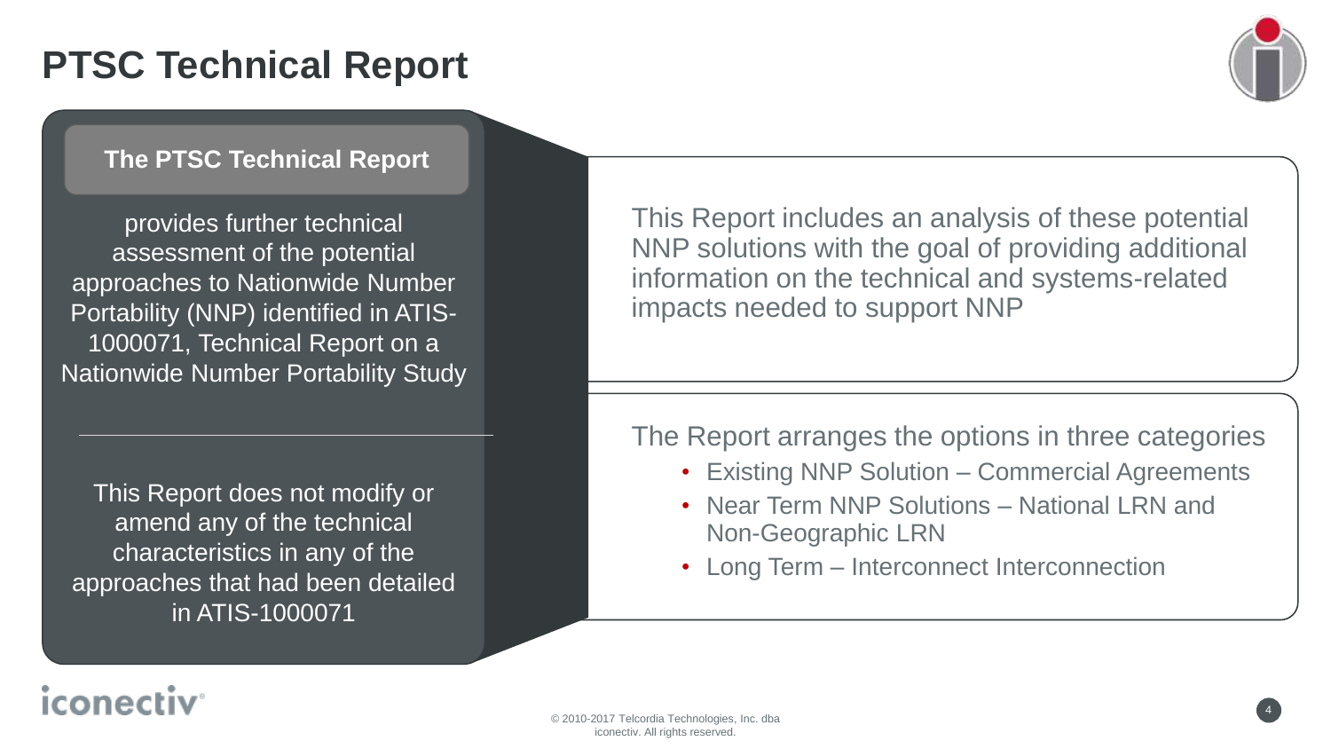# PTSC Technical Report

**The PTSC Technical Report**

provides further technical assessment of the potential approaches to Nationwide Number Portability (NNP) identified in ATIS-1000071, Technical Report on a Nationwide Number Portability Study

---

This Report does not modify or amend any of the technical characteristics in any of the approaches that had been detailed in ATIS-1000071

This Report includes an analysis of these potential NNP solutions with the goal of providing additional information on the technical and systems-related impacts needed to support NNP

The Report arranges the options in three categories

- Existing NNP Solution – Commercial Agreements
- Near Term NNP Solutions – National LRN and Non-Geographic LRN
- Long Term – Interconnect Interconnection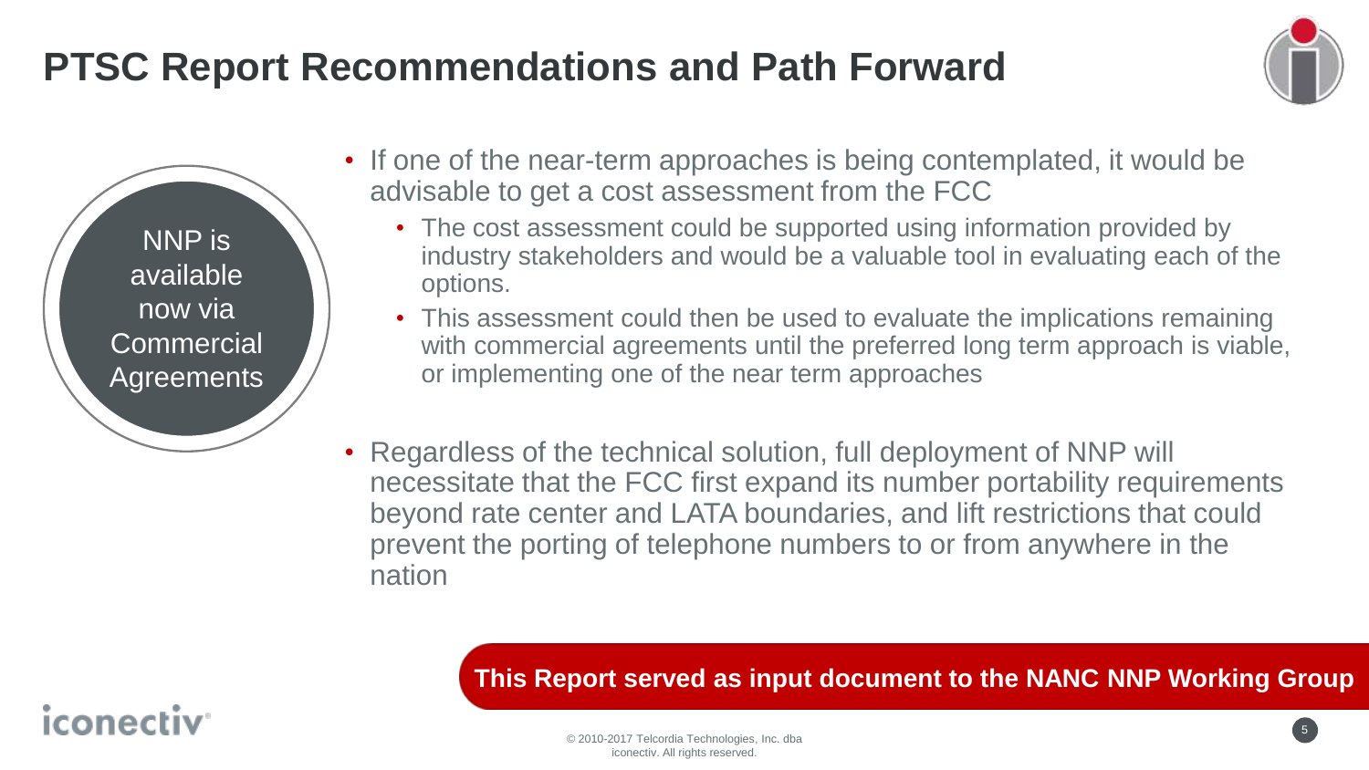# PTSC Report Recommendations and Path Forward

NNP is available now via Commercial Agreements

- If one of the near-term approaches is being contemplated, it would be advisable to get a cost assessment from the FCC
  - The cost assessment could be supported using information provided by industry stakeholders and would be a valuable tool in evaluating each of the options.
  - This assessment could then be used to evaluate the implications remaining with commercial agreements until the preferred long term approach is viable, or implementing one of the near term approaches
- Regardless of the technical solution, full deployment of NNP will necessitate that the FCC first expand its number portability requirements beyond rate center and LATA boundaries, and lift restrictions that could prevent the porting of telephone numbers to or from anywhere in the nation

**This Report served as input document to the NANC NNP Working Group**

© 2010-2017 Telcordia Technologies, Inc. dba iconectiv. All rights reserved.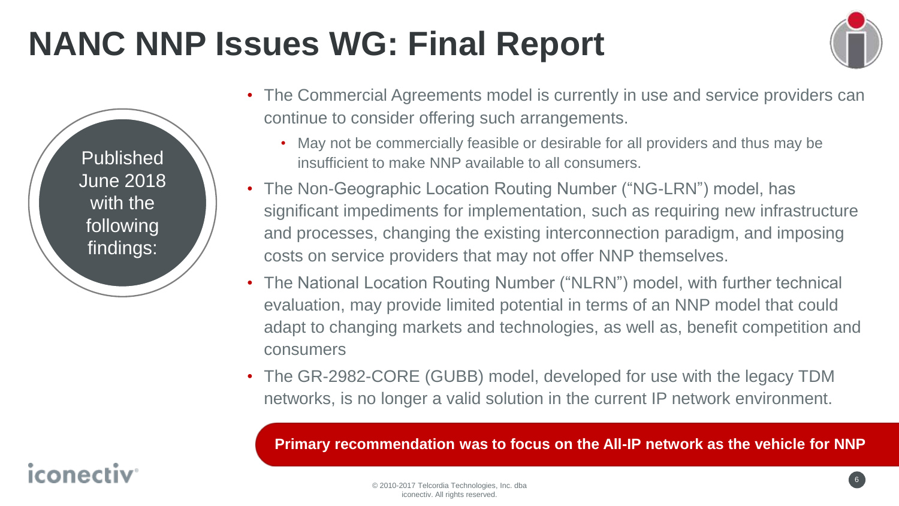# NANC NNP Issues WG: Final Report

Published June 2018 with the following findings:

- The Commercial Agreements model is currently in use and service providers can continue to consider offering such arrangements.
  - May not be commercially feasible or desirable for all providers and thus may be insufficient to make NNP available to all consumers.
- The Non-Geographic Location Routing Number ("NG-LRN") model, has significant impediments for implementation, such as requiring new infrastructure and processes, changing the existing interconnection paradigm, and imposing costs on service providers that may not offer NNP themselves.
- The National Location Routing Number ("NLRN") model, with further technical evaluation, may provide limited potential in terms of an NNP model that could adapt to changing markets and technologies, as well as, benefit competition and consumers
- The GR-2982-CORE (GUBB) model, developed for use with the legacy TDM networks, is no longer a valid solution in the current IP network environment.

**Primary recommendation was to focus on the All-IP network as the vehicle for NNP**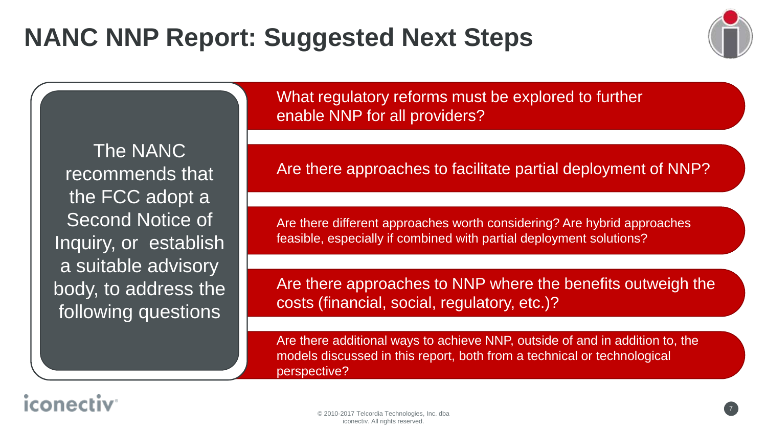# NANC NNP Report: Suggested Next Steps

The NANC recommends that the FCC adopt a Second Notice of Inquiry, or establish a suitable advisory body, to address the following questions

- What regulatory reforms must be explored to further enable NNP for all providers?
- Are there approaches to facilitate partial deployment of NNP?
- Are there different approaches worth considering? Are hybrid approaches feasible, especially if combined with partial deployment solutions?
- Are there approaches to NNP where the benefits outweigh the costs (financial, social, regulatory, etc.)?
- Are there additional ways to achieve NNP, outside of and in addition to, the models discussed in this report, both from a technical or technological perspective?

iconectiv®

© 2010-2017 Telcordia Technologies, Inc. dba iconectiv. All rights reserved.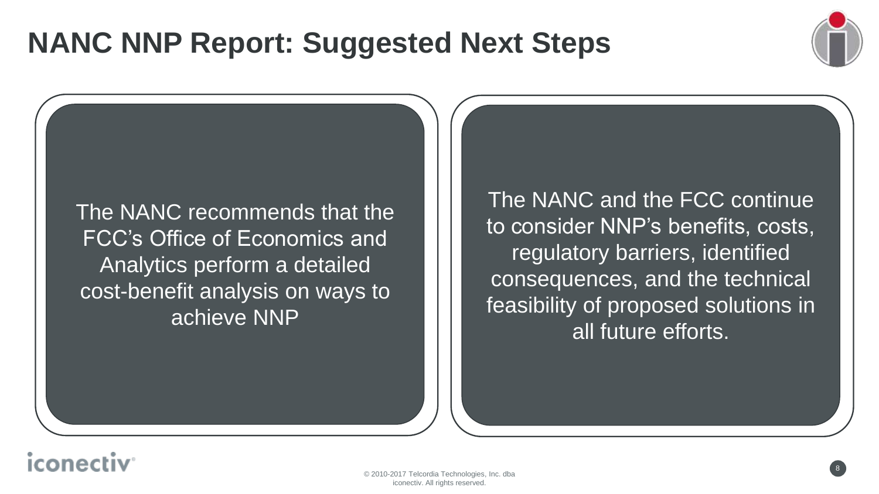# NANC NNP Report: Suggested Next Steps

The NANC recommends that the FCC's Office of Economics and Analytics perform a detailed cost-benefit analysis on ways to achieve NNP

The NANC and the FCC continue to consider NNP's benefits, costs, regulatory barriers, identified consequences, and the technical feasibility of proposed solutions in all future efforts.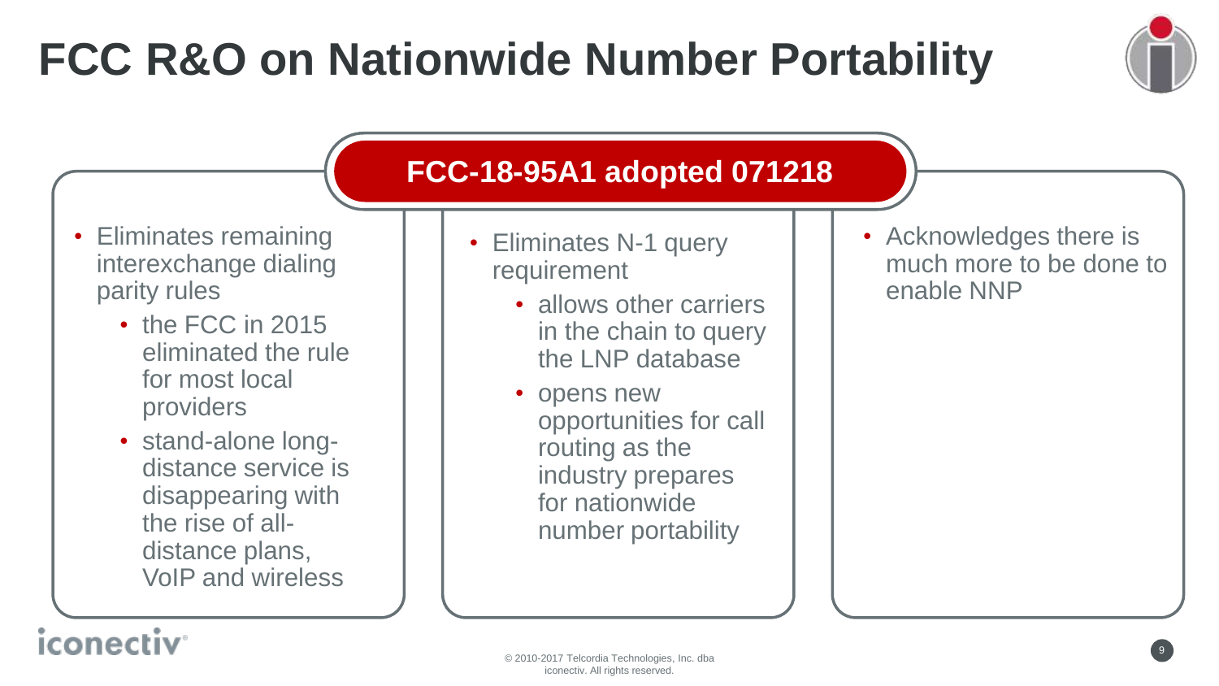# FCC R&O on Nationwide Number Portability

## FCC-18-95A1 adopted 071218

- Eliminates remaining interexchange dialing parity rules
  - the FCC in 2015 eliminated the rule for most local providers
  - stand-alone long-distance service is disappearing with the rise of all-distance plans, VoIP and wireless

- Eliminates N-1 query requirement
  - allows other carriers in the chain to query the LNP database
  - opens new opportunities for call routing as the industry prepares for nationwide number portability

- Acknowledges there is much more to be done to enable NNP

© 2010-2017 Telcordia Technologies, Inc. dba iconectiv. All rights reserved.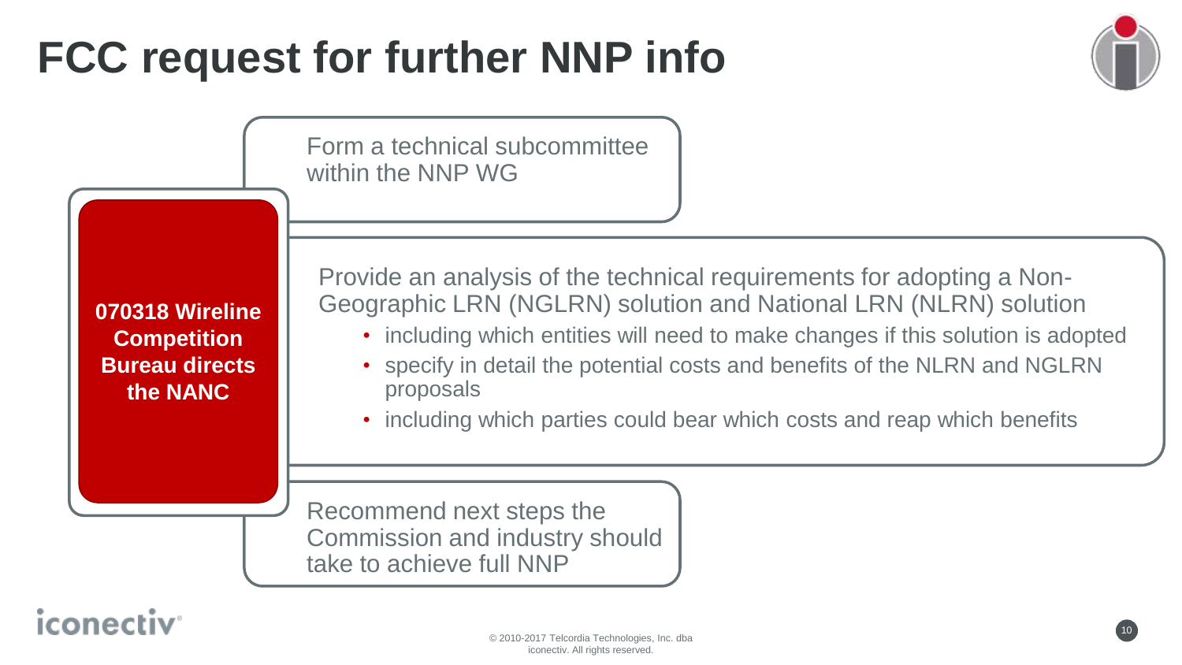# FCC request for further NNP info

**070318 Wireline Competition Bureau directs the NANC**

- Form a technical subcommittee within the NNP WG
- Provide an analysis of the technical requirements for adopting a Non-Geographic LRN (NGLRN) solution and National LRN (NLRN) solution
  - including which entities will need to make changes if this solution is adopted
  - specify in detail the potential costs and benefits of the NLRN and NGLRN proposals
  - including which parties could bear which costs and reap which benefits
- Recommend next steps the Commission and industry should take to achieve full NNP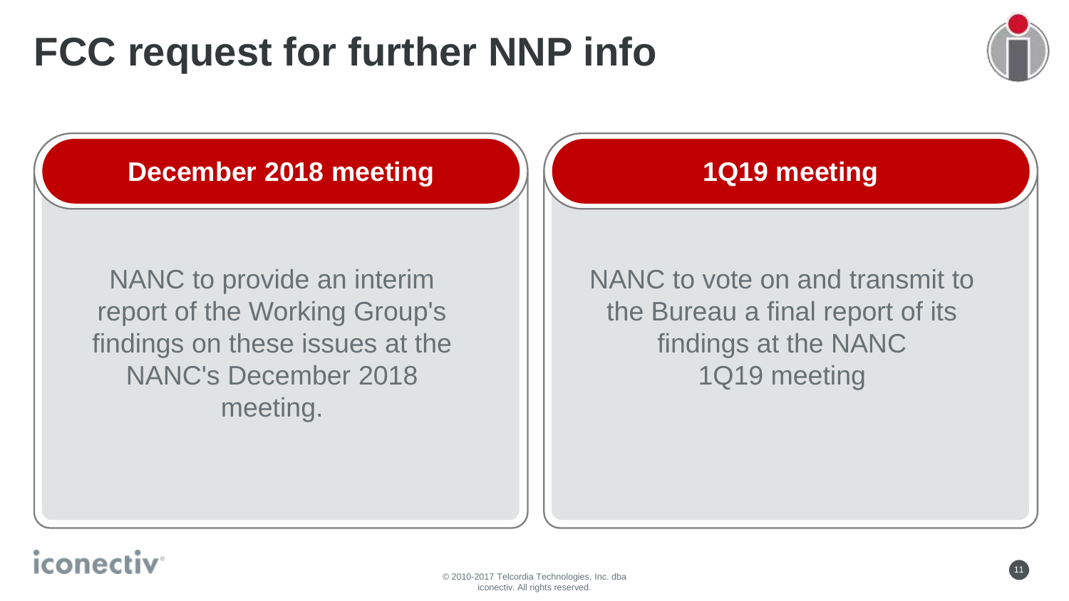# FCC request for further NNP info

## December 2018 meeting

NANC to provide an interim report of the Working Group's findings on these issues at the NANC's December 2018 meeting.

## 1Q19 meeting

NANC to vote on and transmit to the Bureau a final report of its findings at the NANC 1Q19 meeting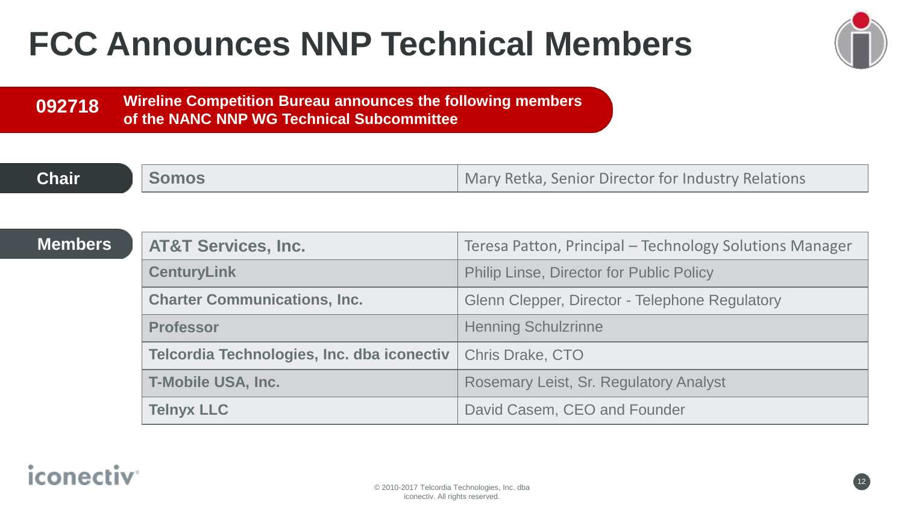# FCC Announces NNP Technical Members

**092718** **Wireline Competition Bureau announces the following members of the NANC NNP WG Technical Subcommittee**

**Chair**

| Somos | Mary Retka, Senior Director for Industry Relations |
|---|---|

**Members**

| Organization | Member |
|---|---|
| **AT&T Services, Inc.** | Teresa Patton, Principal – Technology Solutions Manager |
| **CenturyLink** | Philip Linse, Director for Public Policy |
| **Charter Communications, Inc.** | Glenn Clepper, Director - Telephone Regulatory |
| **Professor** | Henning Schulzrinne |
| **Telcordia Technologies, Inc. dba iconectiv** | Chris Drake, CTO |
| **T-Mobile USA, Inc.** | Rosemary Leist, Sr. Regulatory Analyst |
| **Telnyx LLC** | David Casem, CEO and Founder |

© 2010-2017 Telcordia Technologies, Inc. dba iconectiv. All rights reserved.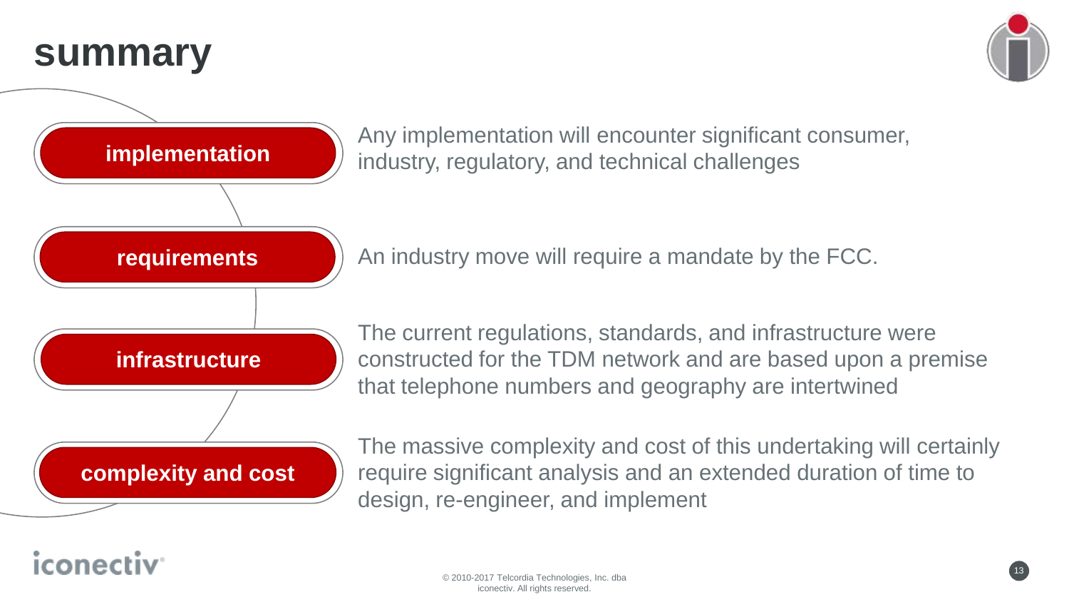# summary

**implementation**

Any implementation will encounter significant consumer, industry, regulatory, and technical challenges

**requirements**

An industry move will require a mandate by the FCC.

**infrastructure**

The current regulations, standards, and infrastructure were constructed for the TDM network and are based upon a premise that telephone numbers and geography are intertwined

**complexity and cost**

The massive complexity and cost of this undertaking will certainly require significant analysis and an extended duration of time to design, re-engineer, and implement

iconectiv®

© 2010-2017 Telcordia Technologies, Inc. dba iconectiv. All rights reserved.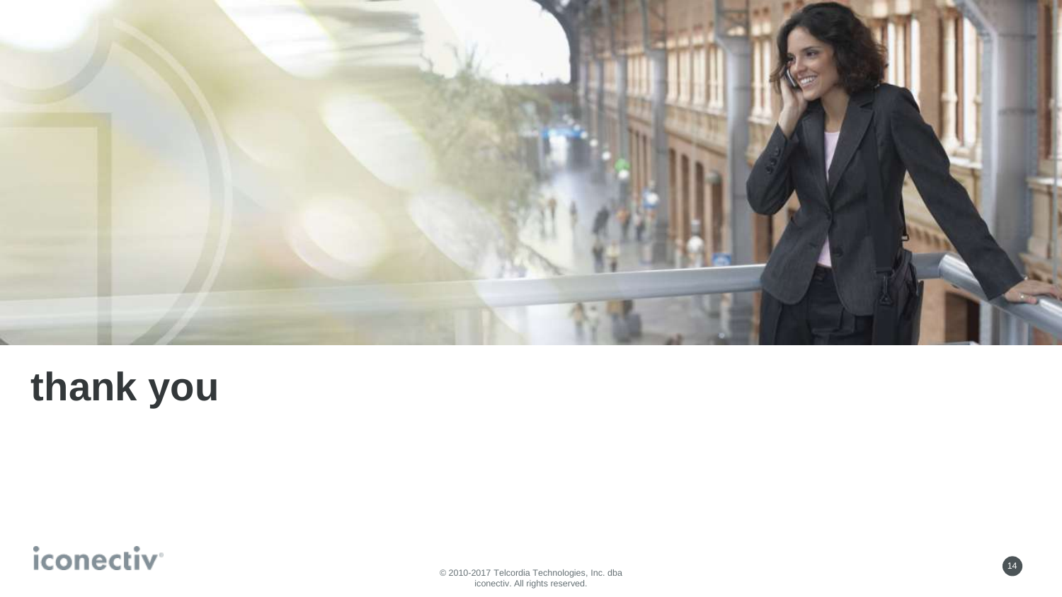# thank you

iconectiv

© 2010-2017 Telcordia Technologies, Inc. dba iconectiv. All rights reserved.